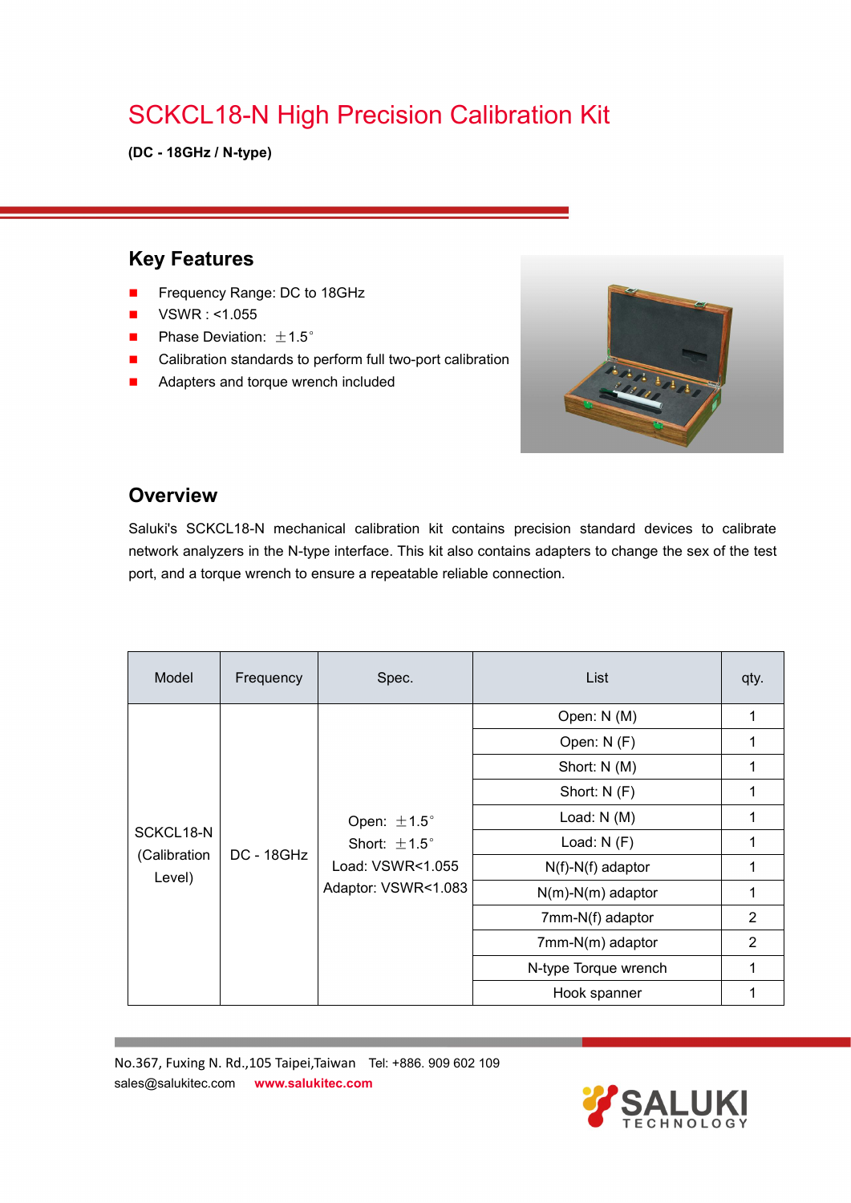# SCKCL18-N High Precision Calibration Kit

**(DC - 18GHz / N-type)**

## Key Features

- Frequency Range: DC to 18GHz
- VSWR : <1.055
- Phase Deviation: ±1.5°
- Calibration standards to perform full two-port calibration
- Adapters and torque wrench included

## Overview

Saluki's SCKCL18-N mechanical calibration kit contains precision standard devices to calibrate network analyzers in the N-type interface. This kit also contains adapters to change the sex of the test port, and a torque wrench to ensure a repeatable reliable connection.

| Model | Frequency | Spec. | List | qty. |
|---|---|---|---|---|
| SCKCL18-N (Calibration Level) | DC - 18GHz | Open: ±1.5° Short: ±1.5° Load: VSWR<1.055 Adaptor: VSWR<1.083 | Open: N (M) | 1 |
| | | | Open: N (F) | 1 |
| | | | Short: N (M) | 1 |
| | | | Short: N (F) | 1 |
| | | | Load: N (M) | 1 |
| | | | Load: N (F) | 1 |
| | | | N(f)-N(f) adaptor | 1 |
| | | | N(m)-N(m) adaptor | 1 |
| | | | 7mm-N(f) adaptor | 2 |
| | | | 7mm-N(m) adaptor | 2 |
| | | | N-type Torque wrench | 1 |
| | | | Hook spanner | 1 |

No.367, Fuxing N. Rd.,105 Taipei,Taiwan Tel: +886. 909 602 109
sales@salukitec.com **www.salukitec.com**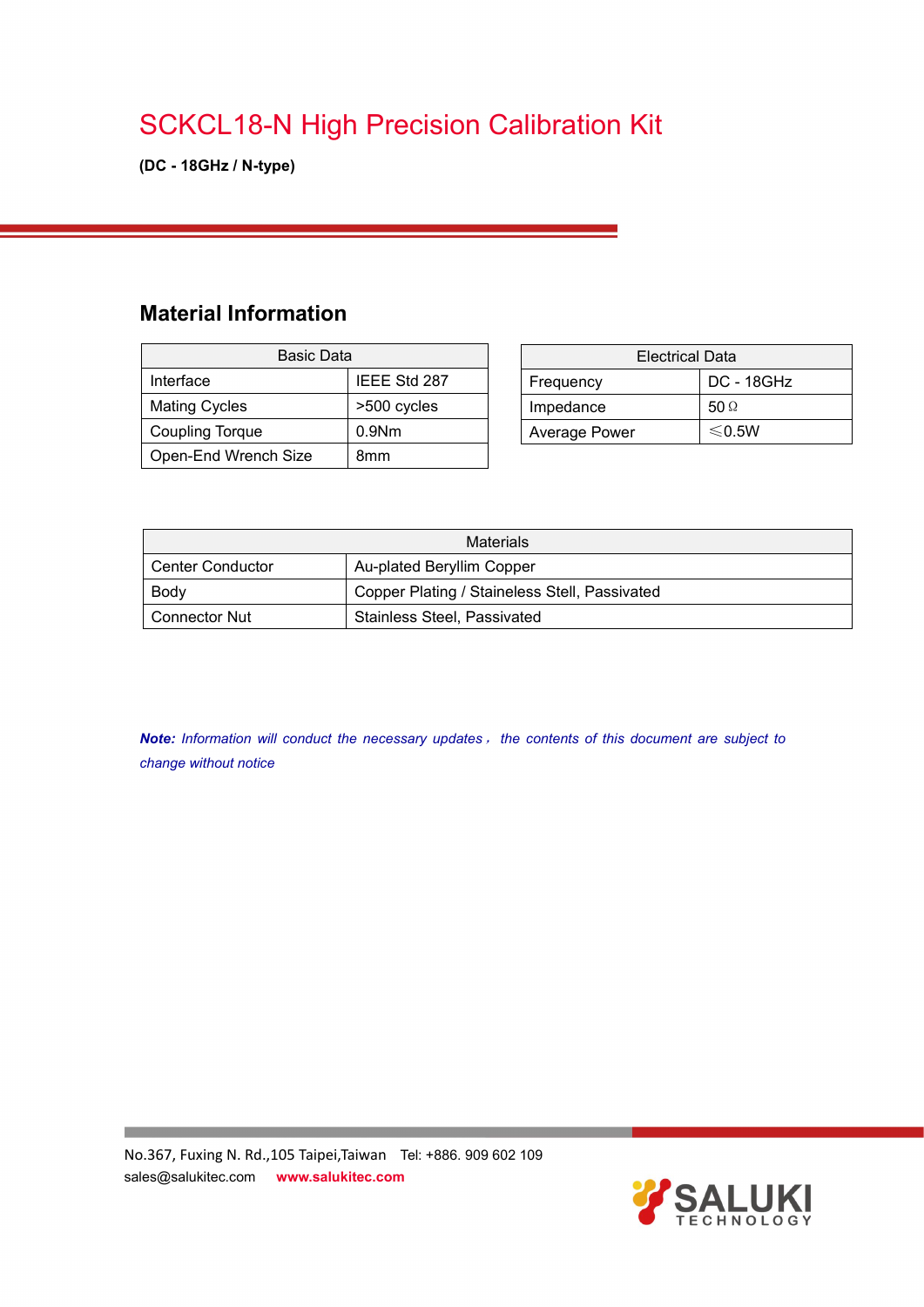# SCKCL18-N High Precision Calibration Kit

**(DC - 18GHz / N-type)**

## Material Information

| Basic Data | |
|---|---|
| Interface | IEEE Std 287 |
| Mating Cycles | >500 cycles |
| Coupling Torque | 0.9Nm |
| Open-End Wrench Size | 8mm |

| Electrical Data | |
|---|---|
| Frequency | DC - 18GHz |
| Impedance | 50Ω |
| Average Power | ≤0.5W |

| Materials | |
|---|---|
| Center Conductor | Au-plated Beryllim Copper |
| Body | Copper Plating / Staineless Stell, Passivated |
| Connector Nut | Stainless Steel, Passivated |

***Note:*** *Information will conduct the necessary updates, the contents of this document are subject to change without notice*

No.367, Fuxing N. Rd.,105 Taipei,Taiwan Tel: +886. 909 602 109
sales@salukitec.com **www.salukitec.com**

SALUKI TECHNOLOGY